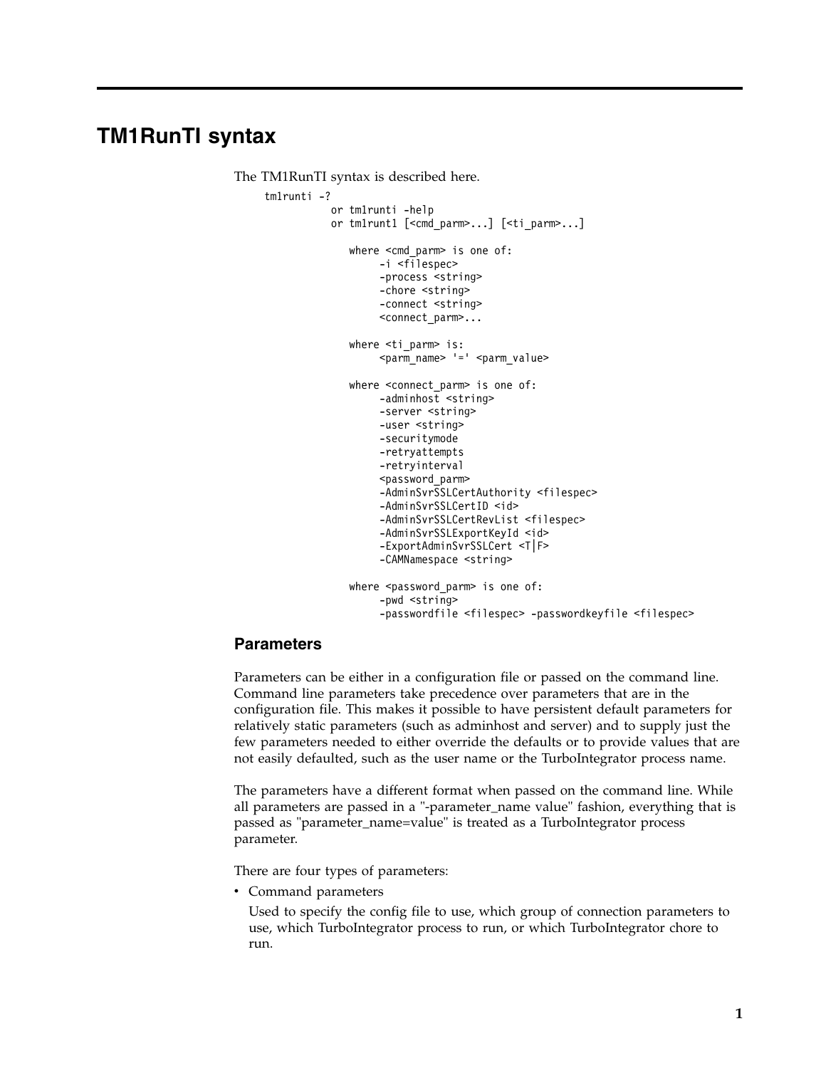# TM1RunTI syntax

The TM1RunTI syntax is described here.

```
tm1runti -?
           or tm1runti -help
           or tm1runt1 [<cmd_parm>...] [<ti_parm>...]

              where <cmd_parm> is one of:
                   -i <filespec>
                   -process <string>
                   -chore <string>
                   -connect <string>
                   <connect_parm>...

              where <ti_parm> is:
                   <parm_name> '=' <parm_value>

              where <connect_parm> is one of:
                   -adminhost <string>
                   -server <string>
                   -user <string>
                   -securitymode
                   -retryattempts
                   -retryinterval
                   <password_parm>
                   -AdminSvrSSLCertAuthority <filespec>
                   -AdminSvrSSLCertID <id>
                   -AdminSvrSSLCertRevList <filespec>
                   -AdminSvrSSLExportKeyId <id>
                   -ExportAdminSvrSSLCert <T|F>
                   -CAMNamespace <string>

              where <password_parm> is one of:
                   -pwd <string>
                   -passwordfile <filespec> -passwordkeyfile <filespec>
```

## Parameters

Parameters can be either in a configuration file or passed on the command line. Command line parameters take precedence over parameters that are in the configuration file. This makes it possible to have persistent default parameters for relatively static parameters (such as adminhost and server) and to supply just the few parameters needed to either override the defaults or to provide values that are not easily defaulted, such as the user name or the TurboIntegrator process name.

The parameters have a different format when passed on the command line. While all parameters are passed in a "-parameter_name value" fashion, everything that is passed as "parameter_name=value" is treated as a TurboIntegrator process parameter.

There are four types of parameters:

- Command parameters

  Used to specify the config file to use, which group of connection parameters to use, which TurboIntegrator process to run, or which TurboIntegrator chore to run.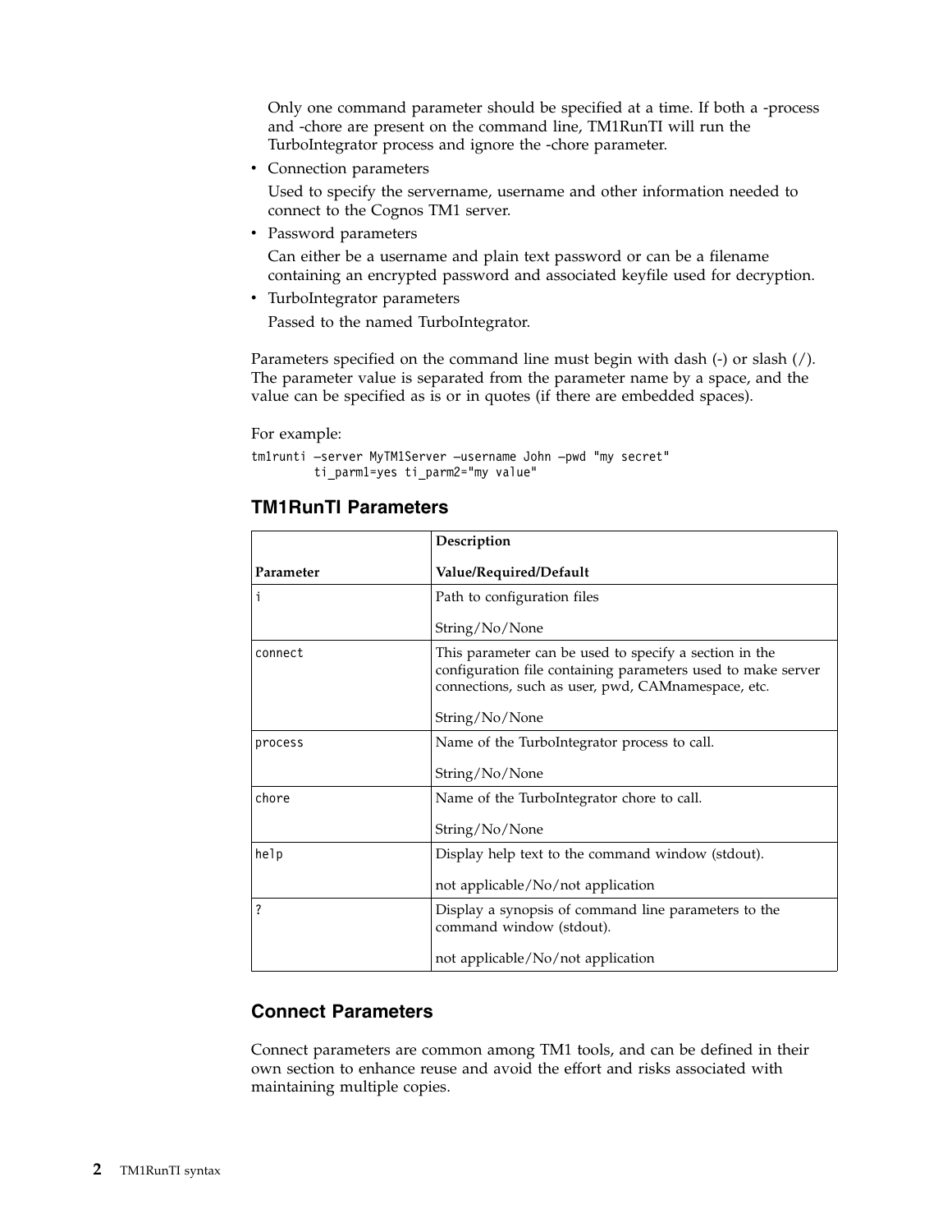Only one command parameter should be specified at a time. If both a -process and -chore are present on the command line, TM1RunTI will run the TurboIntegrator process and ignore the -chore parameter.

- Connection parameters

  Used to specify the servername, username and other information needed to connect to the Cognos TM1 server.

- Password parameters

  Can either be a username and plain text password or can be a filename containing an encrypted password and associated keyfile used for decryption.

- TurboIntegrator parameters

  Passed to the named TurboIntegrator.

Parameters specified on the command line must begin with dash (-) or slash (/). The parameter value is separated from the parameter name by a space, and the value can be specified as is or in quotes (if there are embedded spaces).

For example:

```
tm1runti –server MyTM1Server –username John –pwd "my secret"
        ti_parm1=yes ti_parm2="my value"
```

## TM1RunTI Parameters

| Parameter | Description<br><br>Value/Required/Default |
|---|---|
| i | Path to configuration files<br><br>String/No/None |
| connect | This parameter can be used to specify a section in the configuration file containing parameters used to make server connections, such as user, pwd, CAMnamespace, etc.<br><br>String/No/None |
| process | Name of the TurboIntegrator process to call.<br><br>String/No/None |
| chore | Name of the TurboIntegrator chore to call.<br><br>String/No/None |
| help | Display help text to the command window (stdout).<br><br>not applicable/No/not application |
| ? | Display a synopsis of command line parameters to the command window (stdout).<br><br>not applicable/No/not application |

## Connect Parameters

Connect parameters are common among TM1 tools, and can be defined in their own section to enhance reuse and avoid the effort and risks associated with maintaining multiple copies.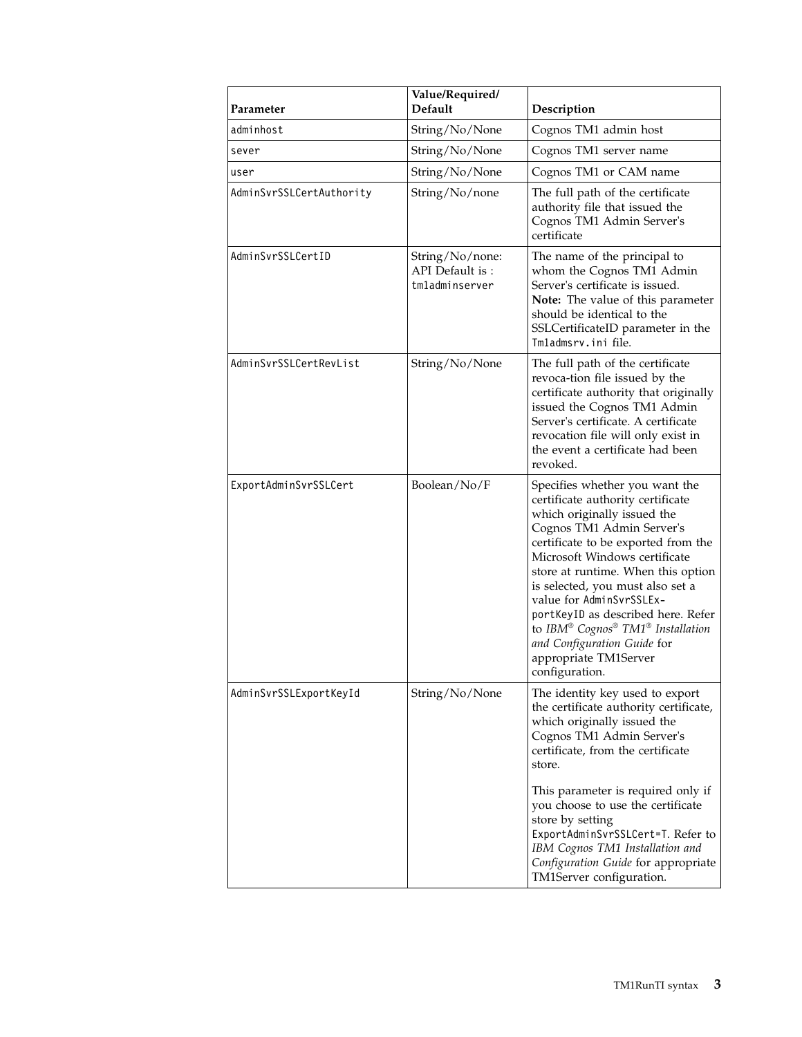| Parameter | Value/Required/ Default | Description |
|---|---|---|
| `adminhost` | String/No/None | Cognos TM1 admin host |
| `sever` | String/No/None | Cognos TM1 server name |
| `user` | String/No/None | Cognos TM1 or CAM name |
| `AdminSvrSSLCertAuthority` | String/No/none | The full path of the certificate authority file that issued the Cognos TM1 Admin Server's certificate |
| `AdminSvrSSLCertID` | String/No/none: API Default is : `tm1adminserver` | The name of the principal to whom the Cognos TM1 Admin Server's certificate is issued. **Note:** The value of this parameter should be identical to the SSLCertificateID parameter in the `Tm1admsrv.ini` file. |
| `AdminSvrSSLCertRevList` | String/No/None | The full path of the certificate revoca-tion file issued by the certificate authority that originally issued the Cognos TM1 Admin Server's certificate. A certificate revocation file will only exist in the event a certificate had been revoked. |
| `ExportAdminSvrSSLCert` | Boolean/No/F | Specifies whether you want the certificate authority certificate which originally issued the Cognos TM1 Admin Server's certificate to be exported from the Microsoft Windows certificate store at runtime. When this option is selected, you must also set a value for `AdminSvrSSLExportKeyID` as described here. Refer to *IBM® Cognos® TM1® Installation and Configuration Guide* for appropriate TM1Server configuration. |
| `AdminSvrSSLExportKeyId` | String/No/None | The identity key used to export the certificate authority certificate, which originally issued the Cognos TM1 Admin Server's certificate, from the certificate store.<br><br>This parameter is required only if you choose to use the certificate store by setting `ExportAdminSvrSSLCert=T`. Refer to *IBM Cognos TM1 Installation and Configuration Guide* for appropriate TM1Server configuration. |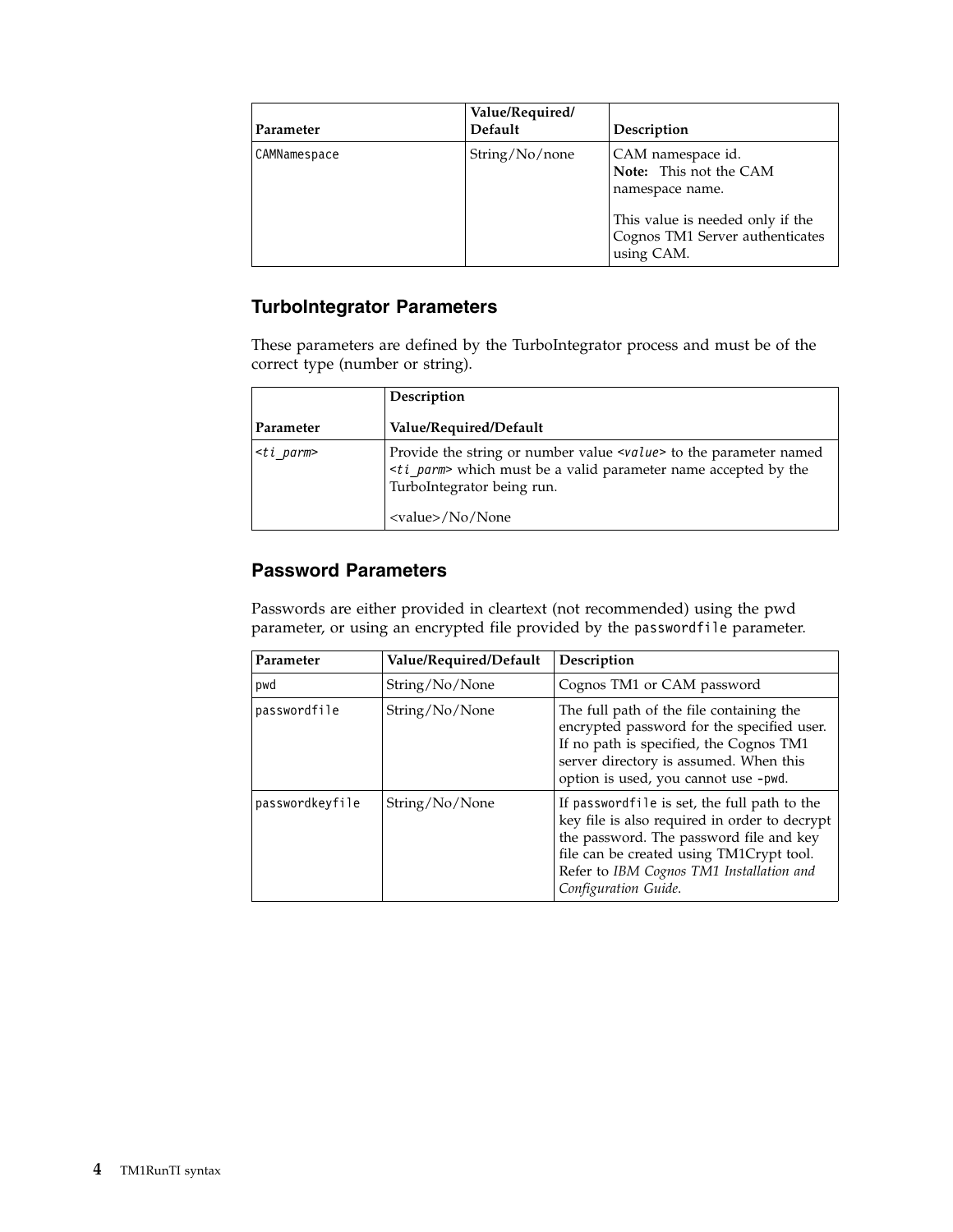| Parameter | Value/Required/ Default | Description |
| --- | --- | --- |
| CAMNamespace | String/No/none | CAM namespace id. **Note:** This not the CAM namespace name. This value is needed only if the Cognos TM1 Server authenticates using CAM. |

### TurboIntegrator Parameters

These parameters are defined by the TurboIntegrator process and must be of the correct type (number or string).

| Parameter | Description Value/Required/Default |
| --- | --- |
| <*ti_parm*> | Provide the string or number value <*value*> to the parameter named <*ti_parm*> which must be a valid parameter name accepted by the TurboIntegrator being run. <value>/No/None |

### Password Parameters

Passwords are either provided in cleartext (not recommended) using the pwd parameter, or using an encrypted file provided by the passwordfile parameter.

| Parameter | Value/Required/Default | Description |
| --- | --- | --- |
| pwd | String/No/None | Cognos TM1 or CAM password |
| passwordfile | String/No/None | The full path of the file containing the encrypted password for the specified user. If no path is specified, the Cognos TM1 server directory is assumed. When this option is used, you cannot use -pwd. |
| passwordkeyfile | String/No/None | If passwordfile is set, the full path to the key file is also required in order to decrypt the password. The password file and key file can be created using TM1Crypt tool. Refer to *IBM Cognos TM1 Installation and Configuration Guide*. |